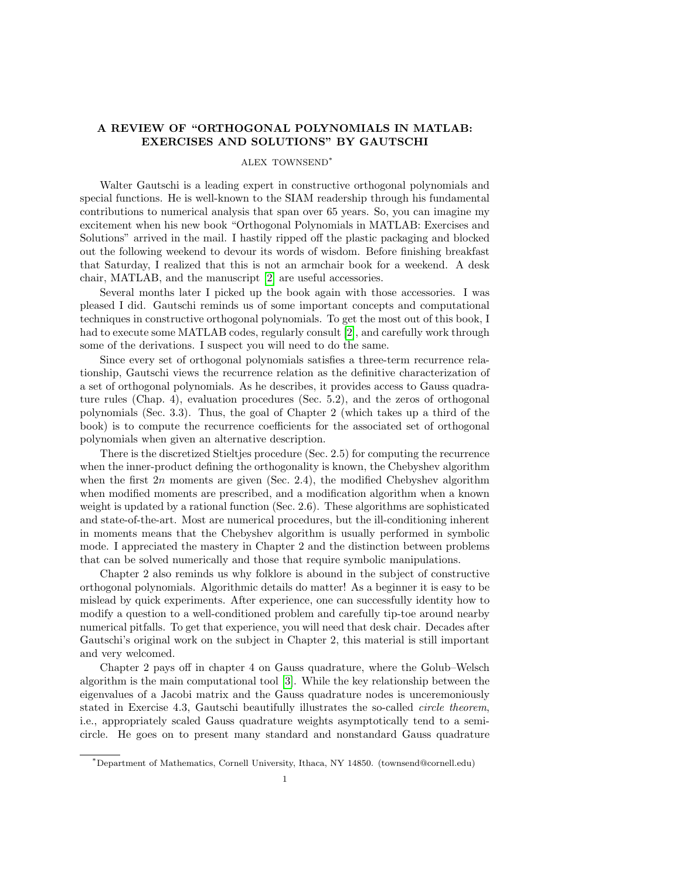# A REVIEW OF "ORTHOGONAL POLYNOMIALS IN MATLAB: EXERCISES AND SOLUTIONS" BY GAUTSCHI

ALEX TOWNSEND*

Walter Gautschi is a leading expert in constructive orthogonal polynomials and special functions. He is well-known to the SIAM readership through his fundamental contributions to numerical analysis that span over 65 years. So, you can imagine my excitement when his new book "Orthogonal Polynomials in MATLAB: Exercises and Solutions" arrived in the mail. I hastily ripped off the plastic packaging and blocked out the following weekend to devour its words of wisdom. Before finishing breakfast that Saturday, I realized that this is not an armchair book for a weekend. A desk chair, MATLAB, and the manuscript [2] are useful accessories.

Several months later I picked up the book again with those accessories. I was pleased I did. Gautschi reminds us of some important concepts and computational techniques in constructive orthogonal polynomials. To get the most out of this book, I had to execute some MATLAB codes, regularly consult [2], and carefully work through some of the derivations. I suspect you will need to do the same.

Since every set of orthogonal polynomials satisfies a three-term recurrence relationship, Gautschi views the recurrence relation as the definitive characterization of a set of orthogonal polynomials. As he describes, it provides access to Gauss quadrature rules (Chap. 4), evaluation procedures (Sec. 5.2), and the zeros of orthogonal polynomials (Sec. 3.3). Thus, the goal of Chapter 2 (which takes up a third of the book) is to compute the recurrence coefficients for the associated set of orthogonal polynomials when given an alternative description.

There is the discretized Stieltjes procedure (Sec. 2.5) for computing the recurrence when the inner-product defining the orthogonality is known, the Chebyshev algorithm when the first $2n$ moments are given (Sec. 2.4), the modified Chebyshev algorithm when modified moments are prescribed, and a modification algorithm when a known weight is updated by a rational function (Sec. 2.6). These algorithms are sophisticated and state-of-the-art. Most are numerical procedures, but the ill-conditioning inherent in moments means that the Chebyshev algorithm is usually performed in symbolic mode. I appreciated the mastery in Chapter 2 and the distinction between problems that can be solved numerically and those that require symbolic manipulations.

Chapter 2 also reminds us why folklore is abound in the subject of constructive orthogonal polynomials. Algorithmic details do matter! As a beginner it is easy to be mislead by quick experiments. After experience, one can successfully identity how to modify a question to a well-conditioned problem and carefully tip-toe around nearby numerical pitfalls. To get that experience, you will need that desk chair. Decades after Gautschi's original work on the subject in Chapter 2, this material is still important and very welcomed.

Chapter 2 pays off in chapter 4 on Gauss quadrature, where the Golub–Welsch algorithm is the main computational tool [3]. While the key relationship between the eigenvalues of a Jacobi matrix and the Gauss quadrature nodes is unceremoniously stated in Exercise 4.3, Gautschi beautifully illustrates the so-called *circle theorem*, i.e., appropriately scaled Gauss quadrature weights asymptotically tend to a semi-circle. He goes on to present many standard and nonstandard Gauss quadrature

*Department of Mathematics, Cornell University, Ithaca, NY 14850. (townsend@cornell.edu)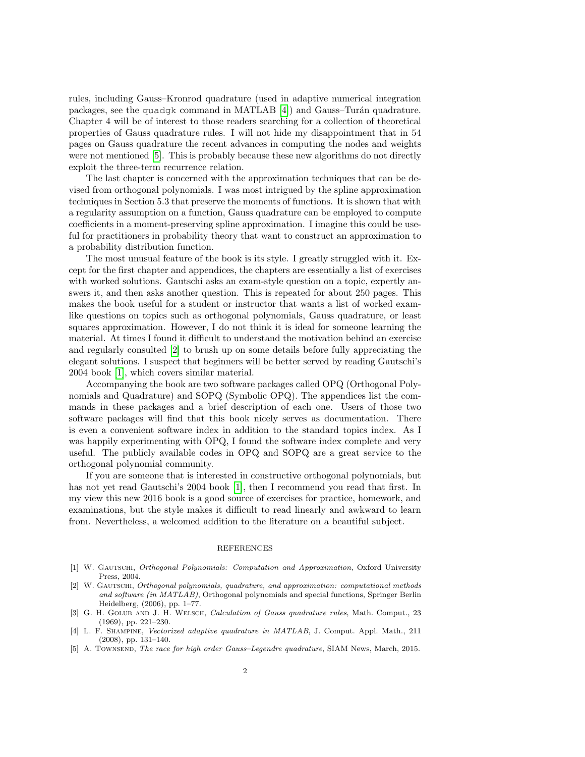rules, including Gauss–Kronrod quadrature (used in adaptive numerical integration packages, see the `quadgk` command in MATLAB [4]) and Gauss–Turán quadrature. Chapter 4 will be of interest to those readers searching for a collection of theoretical properties of Gauss quadrature rules. I will not hide my disappointment that in 54 pages on Gauss quadrature the recent advances in computing the nodes and weights were not mentioned [5]. This is probably because these new algorithms do not directly exploit the three-term recurrence relation.

The last chapter is concerned with the approximation techniques that can be devised from orthogonal polynomials. I was most intrigued by the spline approximation techniques in Section 5.3 that preserve the moments of functions. It is shown that with a regularity assumption on a function, Gauss quadrature can be employed to compute coefficients in a moment-preserving spline approximation. I imagine this could be useful for practitioners in probability theory that want to construct an approximation to a probability distribution function.

The most unusual feature of the book is its style. I greatly struggled with it. Except for the first chapter and appendices, the chapters are essentially a list of exercises with worked solutions. Gautschi asks an exam-style question on a topic, expertly answers it, and then asks another question. This is repeated for about 250 pages. This makes the book useful for a student or instructor that wants a list of worked exam-like questions on topics such as orthogonal polynomials, Gauss quadrature, or least squares approximation. However, I do not think it is ideal for someone learning the material. At times I found it difficult to understand the motivation behind an exercise and regularly consulted [2] to brush up on some details before fully appreciating the elegant solutions. I suspect that beginners will be better served by reading Gautschi's 2004 book [1], which covers similar material.

Accompanying the book are two software packages called OPQ (Orthogonal Polynomials and Quadrature) and SOPQ (Symbolic OPQ). The appendices list the commands in these packages and a brief description of each one. Users of those two software packages will find that this book nicely serves as documentation. There is even a convenient software index in addition to the standard topics index. As I was happily experimenting with OPQ, I found the software index complete and very useful. The publicly available codes in OPQ and SOPQ are a great service to the orthogonal polynomial community.

If you are someone that is interested in constructive orthogonal polynomials, but has not yet read Gautschi's 2004 book [1], then I recommend you read that first. In my view this new 2016 book is a good source of exercises for practice, homework, and examinations, but the style makes it difficult to read linearly and awkward to learn from. Nevertheless, a welcomed addition to the literature on a beautiful subject.

## REFERENCES

[1] W. Gautschi, *Orthogonal Polynomials: Computation and Approximation*, Oxford University Press, 2004.

[2] W. Gautschi, *Orthogonal polynomials, quadrature, and approximation: computational methods and software (in MATLAB)*, Orthogonal polynomials and special functions, Springer Berlin Heidelberg, (2006), pp. 1–77.

[3] G. H. Golub and J. H. Welsch, *Calculation of Gauss quadrature rules*, Math. Comput., 23 (1969), pp. 221–230.

[4] L. F. Shampine, *Vectorized adaptive quadrature in MATLAB*, J. Comput. Appl. Math., 211 (2008), pp. 131–140.

[5] A. Townsend, *The race for high order Gauss–Legendre quadrature*, SIAM News, March, 2015.